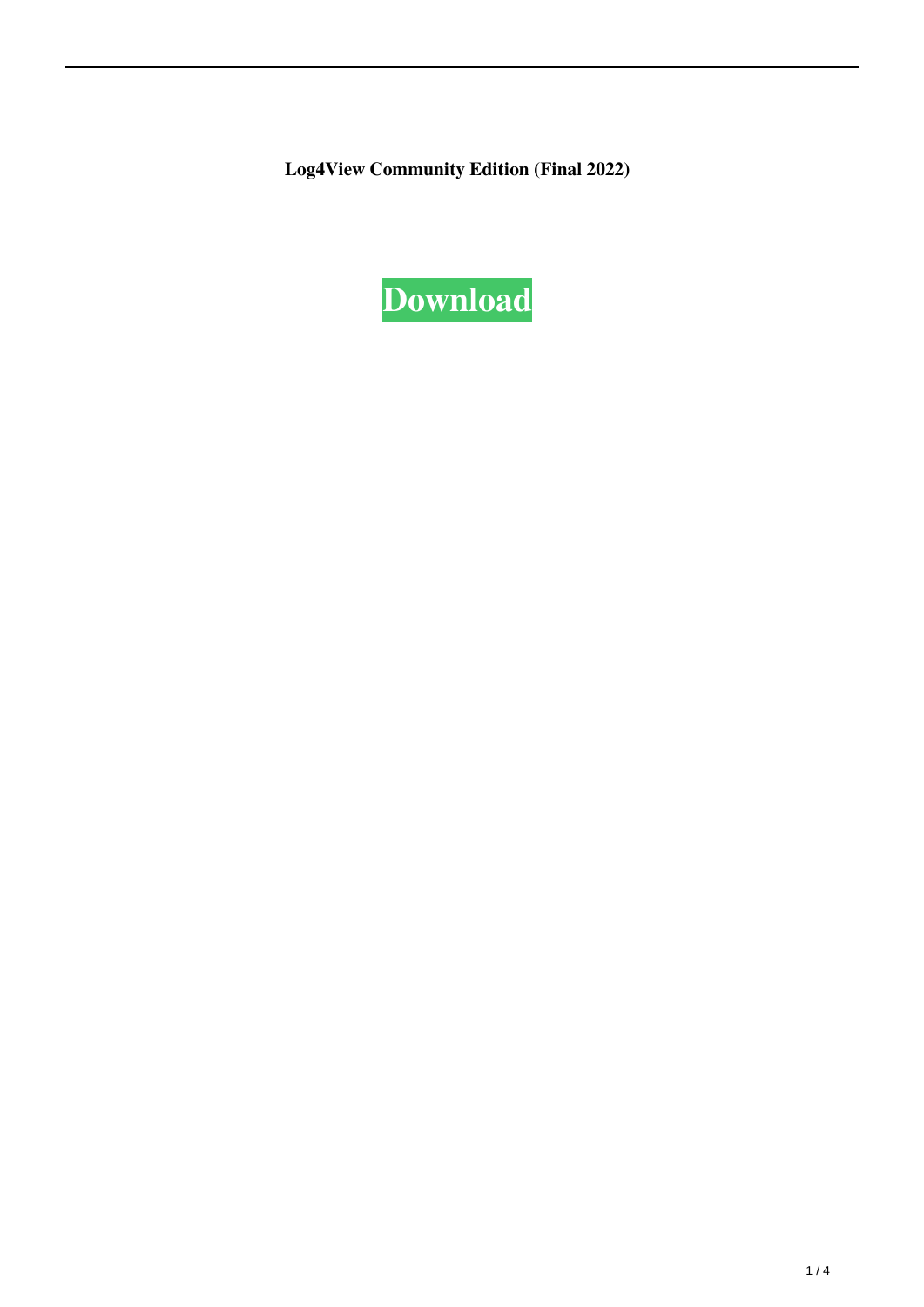**Log4View Community Edition (Final 2022)**

**Download**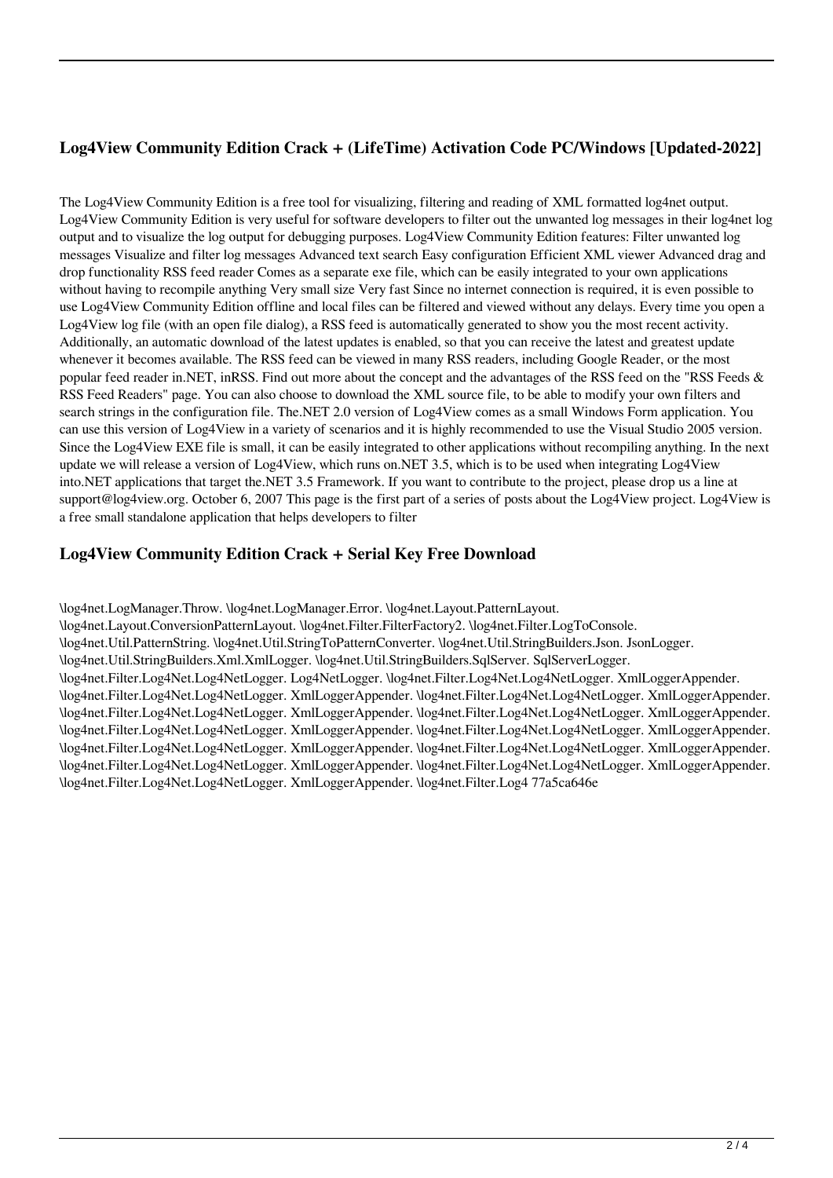## Log4View Community Edition Crack + (LifeTime) Activation Code PC/Windows [Updated-2022]

The Log4View Community Edition is a free tool for visualizing, filtering and reading of XML formatted log4net output. Log4View Community Edition is very useful for software developers to filter out the unwanted log messages in their log4net log output and to visualize the log output for debugging purposes. Log4View Community Edition features: Filter unwanted log messages Visualize and filter log messages Advanced text search Easy configuration Efficient XML viewer Advanced drag and drop functionality RSS feed reader Comes as a separate exe file, which can be easily integrated to your own applications without having to recompile anything Very small size Very fast Since no internet connection is required, it is even possible to use Log4View Community Edition offline and local files can be filtered and viewed without any delays. Every time you open a Log4View log file (with an open file dialog), a RSS feed is automatically generated to show you the most recent activity. Additionally, an automatic download of the latest updates is enabled, so that you can receive the latest and greatest update whenever it becomes available. The RSS feed can be viewed in many RSS readers, including Google Reader, or the most popular feed reader in.NET, inRSS. Find out more about the concept and the advantages of the RSS feed on the "RSS Feeds & RSS Feed Readers" page. You can also choose to download the XML source file, to be able to modify your own filters and search strings in the configuration file. The.NET 2.0 version of Log4View comes as a small Windows Form application. You can use this version of Log4View in a variety of scenarios and it is highly recommended to use the Visual Studio 2005 version. Since the Log4View EXE file is small, it can be easily integrated to other applications without recompiling anything. In the next update we will release a version of Log4View, which runs on.NET 3.5, which is to be used when integrating Log4View into.NET applications that target the.NET 3.5 Framework. If you want to contribute to the project, please drop us a line at support@log4view.org. October 6, 2007 This page is the first part of a series of posts about the Log4View project. Log4View is a free small standalone application that helps developers to filter

## Log4View Community Edition Crack + Serial Key Free Download

\log4net.LogManager.Throw. \log4net.LogManager.Error. \log4net.Layout.PatternLayout. \log4net.Layout.ConversionPatternLayout. \log4net.Filter.FilterFactory2. \log4net.Filter.LogToConsole. \log4net.Util.PatternString. \log4net.Util.StringToPatternConverter. \log4net.Util.StringBuilders.Json. JsonLogger. \log4net.Util.StringBuilders.Xml.XmlLogger. \log4net.Util.StringBuilders.SqlServer. SqlServerLogger. \log4net.Filter.Log4Net.Log4NetLogger. Log4NetLogger. \log4net.Filter.Log4Net.Log4NetLogger. XmlLoggerAppender. \log4net.Filter.Log4Net.Log4NetLogger. XmlLoggerAppender. \log4net.Filter.Log4Net.Log4NetLogger. XmlLoggerAppender. \log4net.Filter.Log4Net.Log4NetLogger. XmlLoggerAppender. \log4net.Filter.Log4Net.Log4NetLogger. XmlLoggerAppender. \log4net.Filter.Log4Net.Log4NetLogger. XmlLoggerAppender. \log4net.Filter.Log4Net.Log4NetLogger. XmlLoggerAppender. \log4net.Filter.Log4Net.Log4NetLogger. XmlLoggerAppender. \log4net.Filter.Log4Net.Log4NetLogger. XmlLoggerAppender. \log4net.Filter.Log4Net.Log4NetLogger. XmlLoggerAppender. \log4net.Filter.Log4Net.Log4NetLogger. XmlLoggerAppender. \log4net.Filter.Log4Net.Log4NetLogger. XmlLoggerAppender. \log4net.Filter.Log4Net.Log4NetLogger. XmlLoggerAppender. \log4net.Filter.Log4 77a5ca646e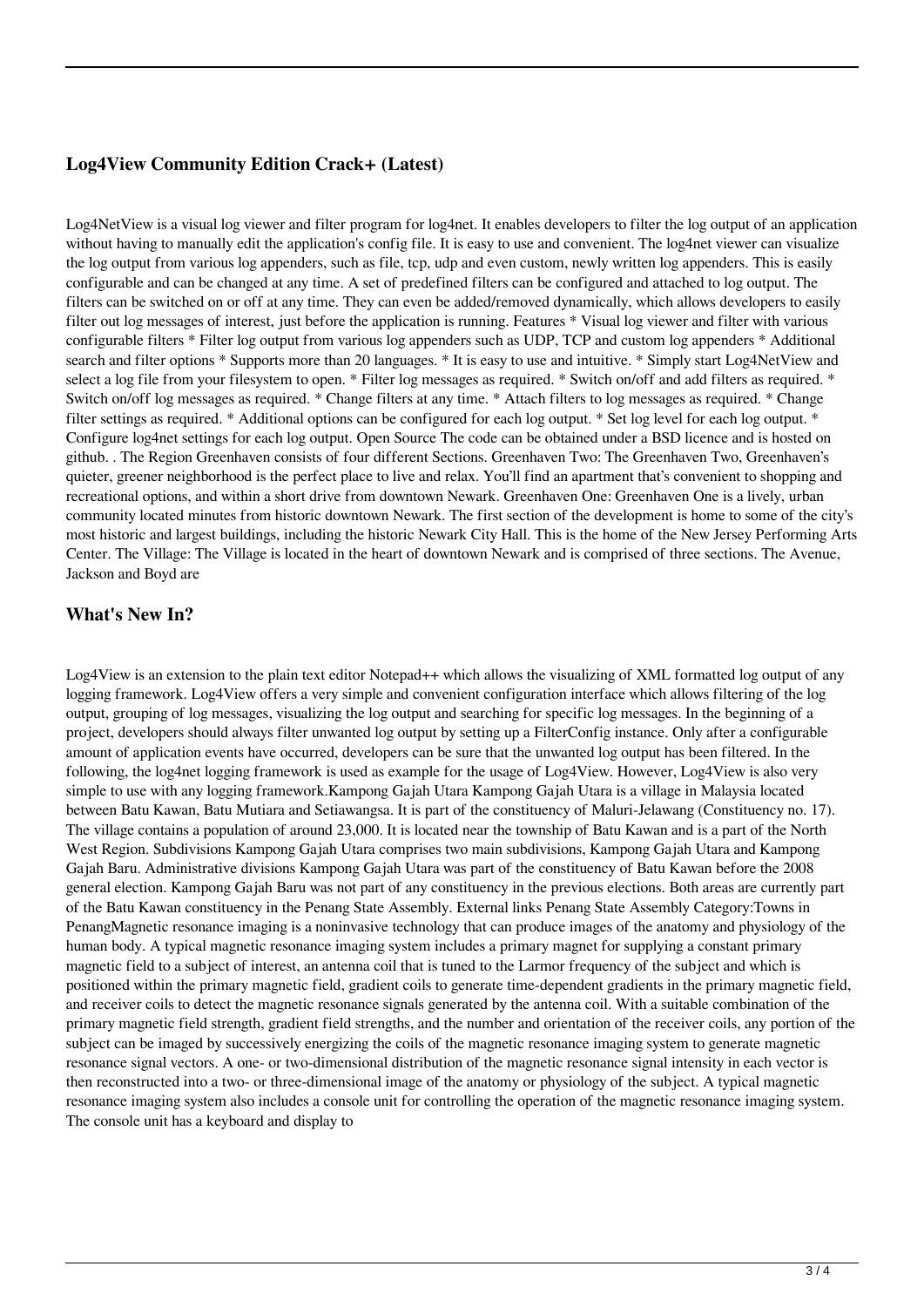## Log4View Community Edition Crack+ (Latest)

Log4NetView is a visual log viewer and filter program for log4net. It enables developers to filter the log output of an application without having to manually edit the application's config file. It is easy to use and convenient. The log4net viewer can visualize the log output from various log appenders, such as file, tcp, udp and even custom, newly written log appenders. This is easily configurable and can be changed at any time. A set of predefined filters can be configured and attached to log output. The filters can be switched on or off at any time. They can even be added/removed dynamically, which allows developers to easily filter out log messages of interest, just before the application is running. Features * Visual log viewer and filter with various configurable filters * Filter log output from various log appenders such as UDP, TCP and custom log appenders * Additional search and filter options * Supports more than 20 languages. * It is easy to use and intuitive. * Simply start Log4NetView and select a log file from your filesystem to open. * Filter log messages as required. * Switch on/off and add filters as required. * Switch on/off log messages as required. * Change filters at any time. * Attach filters to log messages as required. * Change filter settings as required. * Additional options can be configured for each log output. * Set log level for each log output. * Configure log4net settings for each log output. Open Source The code can be obtained under a BSD licence and is hosted on github. . The Region Greenhaven consists of four different Sections. Greenhaven Two: The Greenhaven Two, Greenhaven's quieter, greener neighborhood is the perfect place to live and relax. You'll find an apartment that's convenient to shopping and recreational options, and within a short drive from downtown Newark. Greenhaven One: Greenhaven One is a lively, urban community located minutes from historic downtown Newark. The first section of the development is home to some of the city's most historic and largest buildings, including the historic Newark City Hall. This is the home of the New Jersey Performing Arts Center. The Village: The Village is located in the heart of downtown Newark and is comprised of three sections. The Avenue, Jackson and Boyd are

## What's New In?

Log4View is an extension to the plain text editor Notepad++ which allows the visualizing of XML formatted log output of any logging framework. Log4View offers a very simple and convenient configuration interface which allows filtering of the log output, grouping of log messages, visualizing the log output and searching for specific log messages. In the beginning of a project, developers should always filter unwanted log output by setting up a FilterConfig instance. Only after a configurable amount of application events have occurred, developers can be sure that the unwanted log output has been filtered. In the following, the log4net logging framework is used as example for the usage of Log4View. However, Log4View is also very simple to use with any logging framework.Kampong Gajah Utara Kampong Gajah Utara is a village in Malaysia located between Batu Kawan, Batu Mutiara and Setiawangsa. It is part of the constituency of Maluri-Jelawang (Constituency no. 17). The village contains a population of around 23,000. It is located near the township of Batu Kawan and is a part of the North West Region. Subdivisions Kampong Gajah Utara comprises two main subdivisions, Kampong Gajah Utara and Kampong Gajah Baru. Administrative divisions Kampong Gajah Utara was part of the constituency of Batu Kawan before the 2008 general election. Kampong Gajah Baru was not part of any constituency in the previous elections. Both areas are currently part of the Batu Kawan constituency in the Penang State Assembly. External links Penang State Assembly Category:Towns in PenangMagnetic resonance imaging is a noninvasive technology that can produce images of the anatomy and physiology of the human body. A typical magnetic resonance imaging system includes a primary magnet for supplying a constant primary magnetic field to a subject of interest, an antenna coil that is tuned to the Larmor frequency of the subject and which is positioned within the primary magnetic field, gradient coils to generate time-dependent gradients in the primary magnetic field, and receiver coils to detect the magnetic resonance signals generated by the antenna coil. With a suitable combination of the primary magnetic field strength, gradient field strengths, and the number and orientation of the receiver coils, any portion of the subject can be imaged by successively energizing the coils of the magnetic resonance imaging system to generate magnetic resonance signal vectors. A one- or two-dimensional distribution of the magnetic resonance signal intensity in each vector is then reconstructed into a two- or three-dimensional image of the anatomy or physiology of the subject. A typical magnetic resonance imaging system also includes a console unit for controlling the operation of the magnetic resonance imaging system. The console unit has a keyboard and display to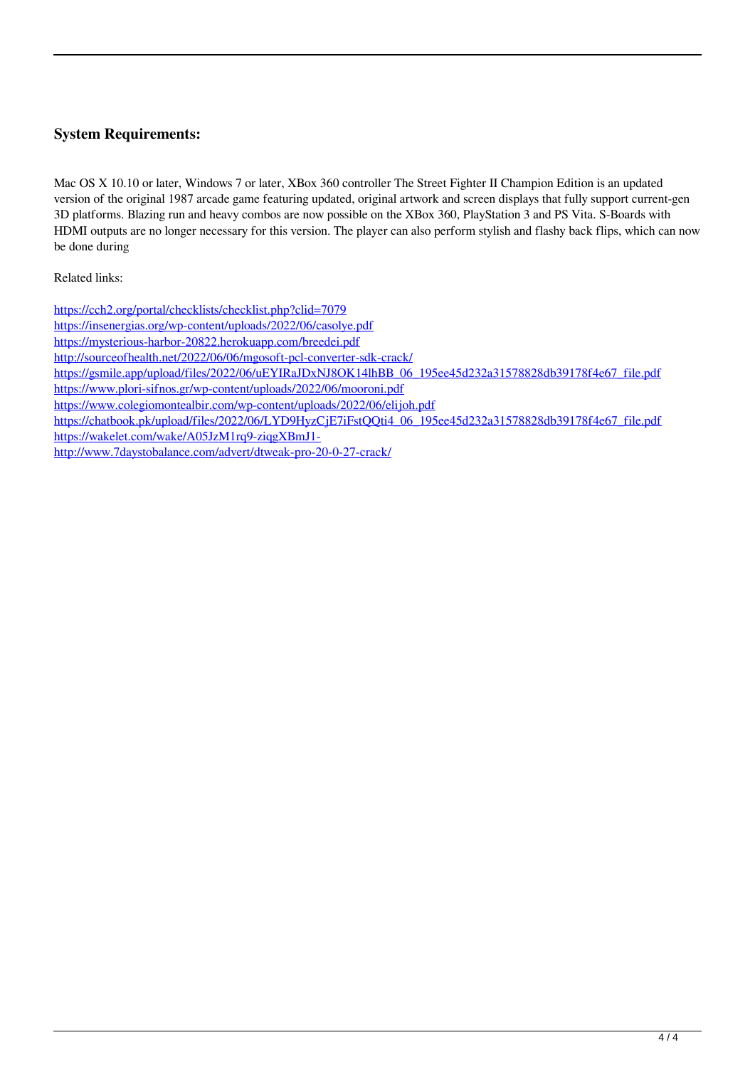## System Requirements:

Mac OS X 10.10 or later, Windows 7 or later, XBox 360 controller The Street Fighter II Champion Edition is an updated version of the original 1987 arcade game featuring updated, original artwork and screen displays that fully support current-gen 3D platforms. Blazing run and heavy combos are now possible on the XBox 360, PlayStation 3 and PS Vita. S-Boards with HDMI outputs are no longer necessary for this version. The player can also perform stylish and flashy back flips, which can now be done during

Related links:

https://cch2.org/portal/checklists/checklist.php?clid=7079
https://insenergias.org/wp-content/uploads/2022/06/casolye.pdf
https://mysterious-harbor-20822.herokuapp.com/breedei.pdf
http://sourceofhealth.net/2022/06/06/mgosoft-pcl-converter-sdk-crack/
https://gsmile.app/upload/files/2022/06/uEYIRaJDxNJ8OK14lhBB_06_195ee45d232a31578828db39178f4e67_file.pdf
https://www.plori-sifnos.gr/wp-content/uploads/2022/06/mooroni.pdf
https://www.colegiomontealbir.com/wp-content/uploads/2022/06/elijoh.pdf
https://chatbook.pk/upload/files/2022/06/LYD9HyzCjE7iFstQQti4_06_195ee45d232a31578828db39178f4e67_file.pdf
https://wakelet.com/wake/A05JzM1rq9-ziqgXBmJ1-
http://www.7daystobalance.com/advert/dtweak-pro-20-0-27-crack/